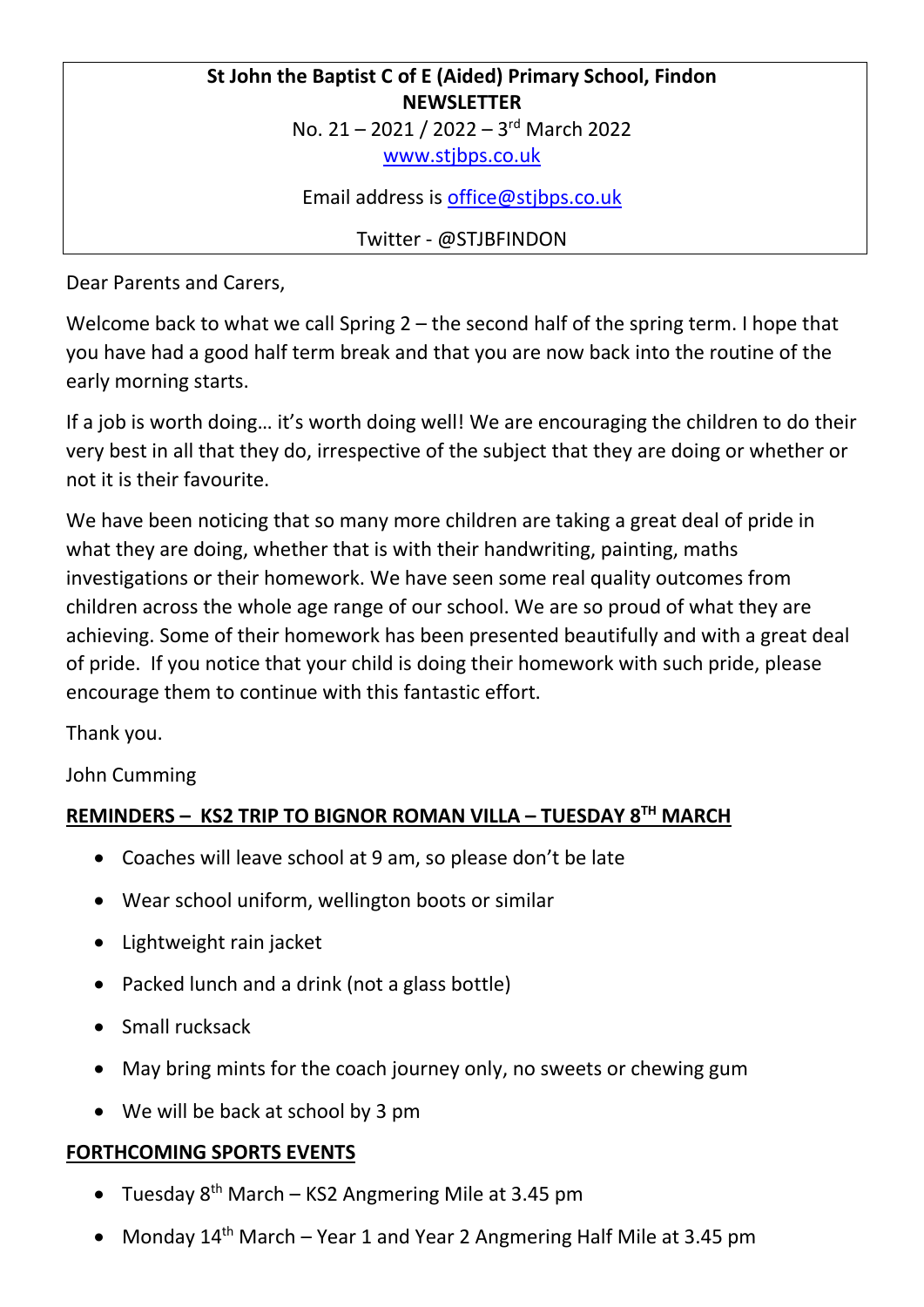**St John the Baptist C of E (Aided) Primary School, Findon**
**NEWSLETTER**
No. 21 – 2021 / 2022 – 3rd March 2022
www.stjbps.co.uk

Email address is office@stjbps.co.uk

Twitter - @STJBFINDON

Dear Parents and Carers,

Welcome back to what we call Spring 2 – the second half of the spring term. I hope that you have had a good half term break and that you are now back into the routine of the early morning starts.

If a job is worth doing… it's worth doing well! We are encouraging the children to do their very best in all that they do, irrespective of the subject that they are doing or whether or not it is their favourite.

We have been noticing that so many more children are taking a great deal of pride in what they are doing, whether that is with their handwriting, painting, maths investigations or their homework. We have seen some real quality outcomes from children across the whole age range of our school. We are so proud of what they are achieving. Some of their homework has been presented beautifully and with a great deal of pride. If you notice that your child is doing their homework with such pride, please encourage them to continue with this fantastic effort.

Thank you.

John Cumming

## REMINDERS – KS2 TRIP TO BIGNOR ROMAN VILLA – TUESDAY 8TH MARCH

- Coaches will leave school at 9 am, so please don't be late
- Wear school uniform, wellington boots or similar
- Lightweight rain jacket
- Packed lunch and a drink (not a glass bottle)
- Small rucksack
- May bring mints for the coach journey only, no sweets or chewing gum
- We will be back at school by 3 pm

## FORTHCOMING SPORTS EVENTS

- Tuesday 8th March – KS2 Angmering Mile at 3.45 pm
- Monday 14th March – Year 1 and Year 2 Angmering Half Mile at 3.45 pm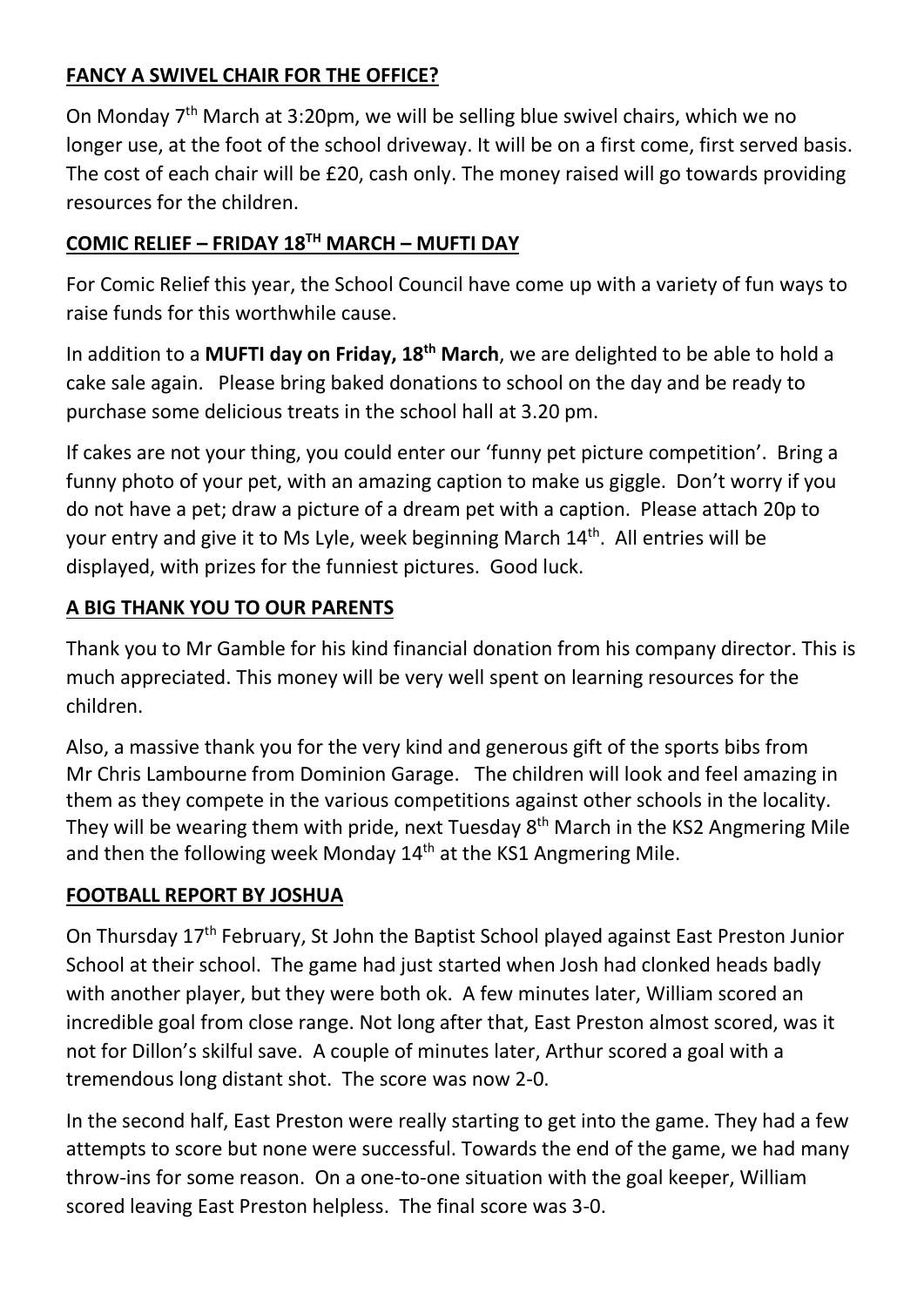## FANCY A SWIVEL CHAIR FOR THE OFFICE?

On Monday 7th March at 3:20pm, we will be selling blue swivel chairs, which we no longer use, at the foot of the school driveway. It will be on a first come, first served basis. The cost of each chair will be £20, cash only. The money raised will go towards providing resources for the children.

## COMIC RELIEF – FRIDAY 18TH MARCH – MUFTI DAY

For Comic Relief this year, the School Council have come up with a variety of fun ways to raise funds for this worthwhile cause.

In addition to a **MUFTI day on Friday, 18th March**, we are delighted to be able to hold a cake sale again. Please bring baked donations to school on the day and be ready to purchase some delicious treats in the school hall at 3.20 pm.

If cakes are not your thing, you could enter our 'funny pet picture competition'. Bring a funny photo of your pet, with an amazing caption to make us giggle. Don't worry if you do not have a pet; draw a picture of a dream pet with a caption. Please attach 20p to your entry and give it to Ms Lyle, week beginning March 14th. All entries will be displayed, with prizes for the funniest pictures. Good luck.

## A BIG THANK YOU TO OUR PARENTS

Thank you to Mr Gamble for his kind financial donation from his company director. This is much appreciated. This money will be very well spent on learning resources for the children.

Also, a massive thank you for the very kind and generous gift of the sports bibs from Mr Chris Lambourne from Dominion Garage. The children will look and feel amazing in them as they compete in the various competitions against other schools in the locality. They will be wearing them with pride, next Tuesday 8th March in the KS2 Angmering Mile and then the following week Monday 14th at the KS1 Angmering Mile.

## FOOTBALL REPORT BY JOSHUA

On Thursday 17th February, St John the Baptist School played against East Preston Junior School at their school. The game had just started when Josh had clonked heads badly with another player, but they were both ok. A few minutes later, William scored an incredible goal from close range. Not long after that, East Preston almost scored, was it not for Dillon's skilful save. A couple of minutes later, Arthur scored a goal with a tremendous long distant shot. The score was now 2-0.

In the second half, East Preston were really starting to get into the game. They had a few attempts to score but none were successful. Towards the end of the game, we had many throw-ins for some reason. On a one-to-one situation with the goal keeper, William scored leaving East Preston helpless. The final score was 3-0.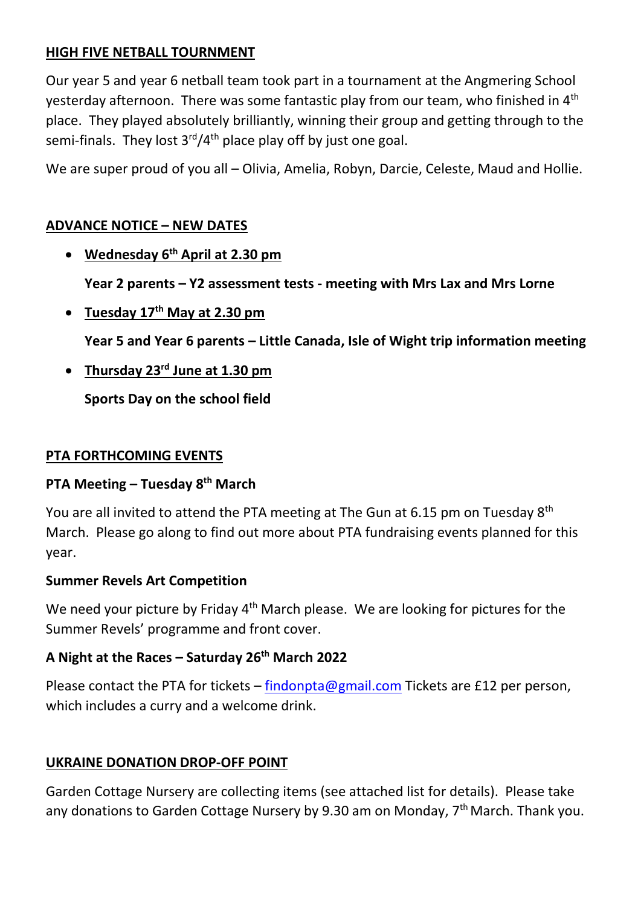## HIGH FIVE NETBALL TOURNMENT

Our year 5 and year 6 netball team took part in a tournament at the Angmering School yesterday afternoon. There was some fantastic play from our team, who finished in 4th place. They played absolutely brilliantly, winning their group and getting through to the semi-finals. They lost 3rd/4th place play off by just one goal.

We are super proud of you all – Olivia, Amelia, Robyn, Darcie, Celeste, Maud and Hollie.

## ADVANCE NOTICE – NEW DATES

- **Wednesday 6th April at 2.30 pm**

  **Year 2 parents – Y2 assessment tests - meeting with Mrs Lax and Mrs Lorne**

- **Tuesday 17th May at 2.30 pm**

  **Year 5 and Year 6 parents – Little Canada, Isle of Wight trip information meeting**

- **Thursday 23rd June at 1.30 pm**

  **Sports Day on the school field**

## PTA FORTHCOMING EVENTS

### PTA Meeting – Tuesday 8th March

You are all invited to attend the PTA meeting at The Gun at 6.15 pm on Tuesday 8th March. Please go along to find out more about PTA fundraising events planned for this year.

### Summer Revels Art Competition

We need your picture by Friday 4th March please. We are looking for pictures for the Summer Revels' programme and front cover.

### A Night at the Races – Saturday 26th March 2022

Please contact the PTA for tickets – findonpta@gmail.com Tickets are £12 per person, which includes a curry and a welcome drink.

## UKRAINE DONATION DROP-OFF POINT

Garden Cottage Nursery are collecting items (see attached list for details). Please take any donations to Garden Cottage Nursery by 9.30 am on Monday, 7th March. Thank you.